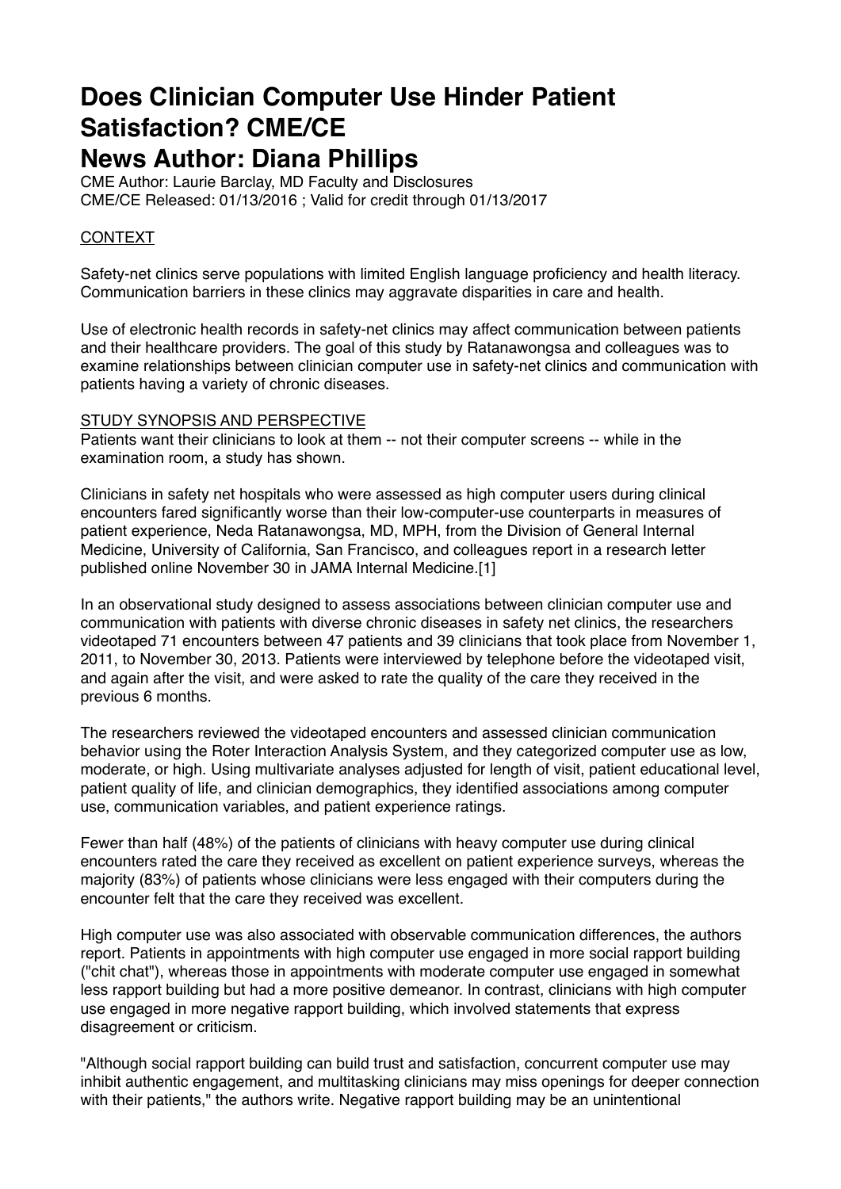# Does Clinician Computer Use Hinder Patient Satisfaction? CME/CE

# News Author: Diana Phillips

CME Author: Laurie Barclay, MD Faculty and Disclosures
CME/CE Released: 01/13/2016 ; Valid for credit through 01/13/2017

## CONTEXT

Safety-net clinics serve populations with limited English language proficiency and health literacy. Communication barriers in these clinics may aggravate disparities in care and health.

Use of electronic health records in safety-net clinics may affect communication between patients and their healthcare providers. The goal of this study by Ratanawongsa and colleagues was to examine relationships between clinician computer use in safety-net clinics and communication with patients having a variety of chronic diseases.

## STUDY SYNOPSIS AND PERSPECTIVE

Patients want their clinicians to look at them -- not their computer screens -- while in the examination room, a study has shown.

Clinicians in safety net hospitals who were assessed as high computer users during clinical encounters fared significantly worse than their low-computer-use counterparts in measures of patient experience, Neda Ratanawongsa, MD, MPH, from the Division of General Internal Medicine, University of California, San Francisco, and colleagues report in a research letter published online November 30 in JAMA Internal Medicine.[1]

In an observational study designed to assess associations between clinician computer use and communication with patients with diverse chronic diseases in safety net clinics, the researchers videotaped 71 encounters between 47 patients and 39 clinicians that took place from November 1, 2011, to November 30, 2013. Patients were interviewed by telephone before the videotaped visit, and again after the visit, and were asked to rate the quality of the care they received in the previous 6 months.

The researchers reviewed the videotaped encounters and assessed clinician communication behavior using the Roter Interaction Analysis System, and they categorized computer use as low, moderate, or high. Using multivariate analyses adjusted for length of visit, patient educational level, patient quality of life, and clinician demographics, they identified associations among computer use, communication variables, and patient experience ratings.

Fewer than half (48%) of the patients of clinicians with heavy computer use during clinical encounters rated the care they received as excellent on patient experience surveys, whereas the majority (83%) of patients whose clinicians were less engaged with their computers during the encounter felt that the care they received was excellent.

High computer use was also associated with observable communication differences, the authors report. Patients in appointments with high computer use engaged in more social rapport building ("chit chat"), whereas those in appointments with moderate computer use engaged in somewhat less rapport building but had a more positive demeanor. In contrast, clinicians with high computer use engaged in more negative rapport building, which involved statements that express disagreement or criticism.

"Although social rapport building can build trust and satisfaction, concurrent computer use may inhibit authentic engagement, and multitasking clinicians may miss openings for deeper connection with their patients," the authors write. Negative rapport building may be an unintentional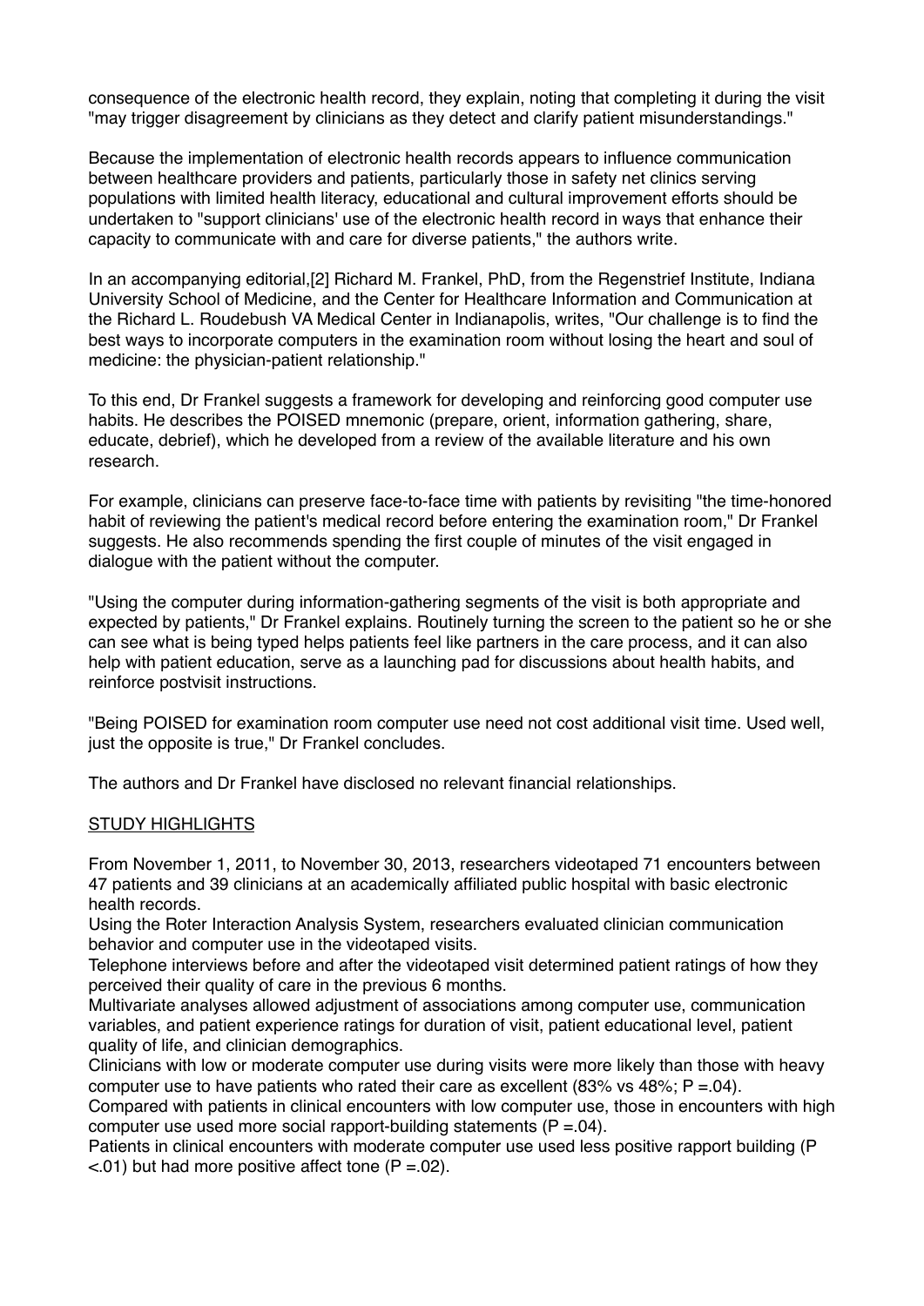consequence of the electronic health record, they explain, noting that completing it during the visit "may trigger disagreement by clinicians as they detect and clarify patient misunderstandings."

Because the implementation of electronic health records appears to influence communication between healthcare providers and patients, particularly those in safety net clinics serving populations with limited health literacy, educational and cultural improvement efforts should be undertaken to "support clinicians' use of the electronic health record in ways that enhance their capacity to communicate with and care for diverse patients," the authors write.

In an accompanying editorial,[2] Richard M. Frankel, PhD, from the Regenstrief Institute, Indiana University School of Medicine, and the Center for Healthcare Information and Communication at the Richard L. Roudebush VA Medical Center in Indianapolis, writes, "Our challenge is to find the best ways to incorporate computers in the examination room without losing the heart and soul of medicine: the physician-patient relationship."

To this end, Dr Frankel suggests a framework for developing and reinforcing good computer use habits. He describes the POISED mnemonic (prepare, orient, information gathering, share, educate, debrief), which he developed from a review of the available literature and his own research.

For example, clinicians can preserve face-to-face time with patients by revisiting "the time-honored habit of reviewing the patient's medical record before entering the examination room," Dr Frankel suggests. He also recommends spending the first couple of minutes of the visit engaged in dialogue with the patient without the computer.

"Using the computer during information-gathering segments of the visit is both appropriate and expected by patients," Dr Frankel explains. Routinely turning the screen to the patient so he or she can see what is being typed helps patients feel like partners in the care process, and it can also help with patient education, serve as a launching pad for discussions about health habits, and reinforce postvisit instructions.

"Being POISED for examination room computer use need not cost additional visit time. Used well, just the opposite is true," Dr Frankel concludes.

The authors and Dr Frankel have disclosed no relevant financial relationships.

## STUDY HIGHLIGHTS

From November 1, 2011, to November 30, 2013, researchers videotaped 71 encounters between 47 patients and 39 clinicians at an academically affiliated public hospital with basic electronic health records.

Using the Roter Interaction Analysis System, researchers evaluated clinician communication behavior and computer use in the videotaped visits.

Telephone interviews before and after the videotaped visit determined patient ratings of how they perceived their quality of care in the previous 6 months.

Multivariate analyses allowed adjustment of associations among computer use, communication variables, and patient experience ratings for duration of visit, patient educational level, patient quality of life, and clinician demographics.

Clinicians with low or moderate computer use during visits were more likely than those with heavy computer use to have patients who rated their care as excellent (83% vs 48%; $P = .04$).

Compared with patients in clinical encounters with low computer use, those in encounters with high computer use used more social rapport-building statements ($P = .04$).

Patients in clinical encounters with moderate computer use used less positive rapport building ($P < .01$) but had more positive affect tone ($P = .02$).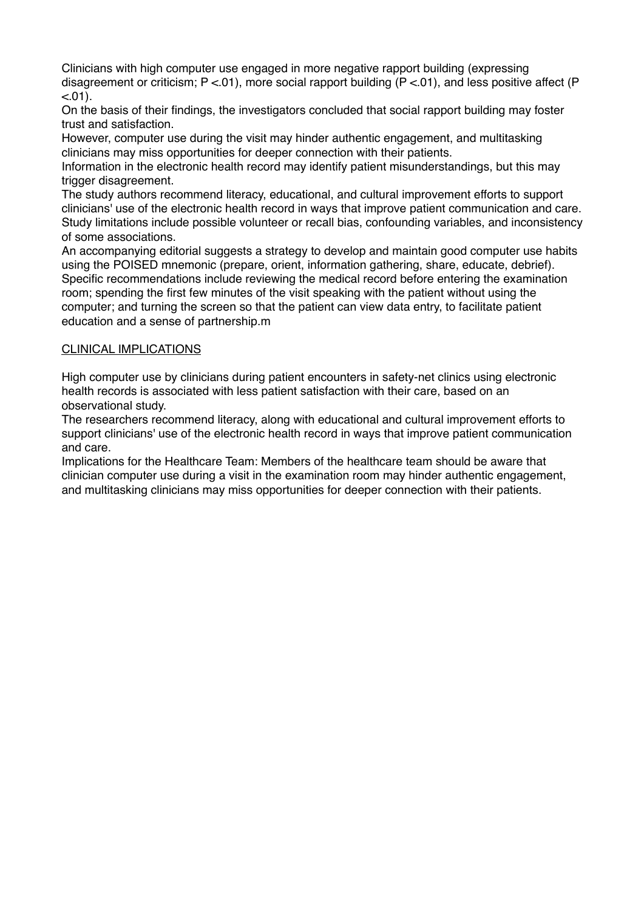Clinicians with high computer use engaged in more negative rapport building (expressing disagreement or criticism; $P < .01$), more social rapport building ($P < .01$), and less positive affect ($P < .01$).

On the basis of their findings, the investigators concluded that social rapport building may foster trust and satisfaction.

However, computer use during the visit may hinder authentic engagement, and multitasking clinicians may miss opportunities for deeper connection with their patients.

Information in the electronic health record may identify patient misunderstandings, but this may trigger disagreement.

The study authors recommend literacy, educational, and cultural improvement efforts to support clinicians' use of the electronic health record in ways that improve patient communication and care.

Study limitations include possible volunteer or recall bias, confounding variables, and inconsistency of some associations.

An accompanying editorial suggests a strategy to develop and maintain good computer use habits using the POISED mnemonic (prepare, orient, information gathering, share, educate, debrief).

Specific recommendations include reviewing the medical record before entering the examination room; spending the first few minutes of the visit speaking with the patient without using the computer; and turning the screen so that the patient can view data entry, to facilitate patient education and a sense of partnership.m

## CLINICAL IMPLICATIONS

High computer use by clinicians during patient encounters in safety-net clinics using electronic health records is associated with less patient satisfaction with their care, based on an observational study.

The researchers recommend literacy, along with educational and cultural improvement efforts to support clinicians' use of the electronic health record in ways that improve patient communication and care.

Implications for the Healthcare Team: Members of the healthcare team should be aware that clinician computer use during a visit in the examination room may hinder authentic engagement, and multitasking clinicians may miss opportunities for deeper connection with their patients.